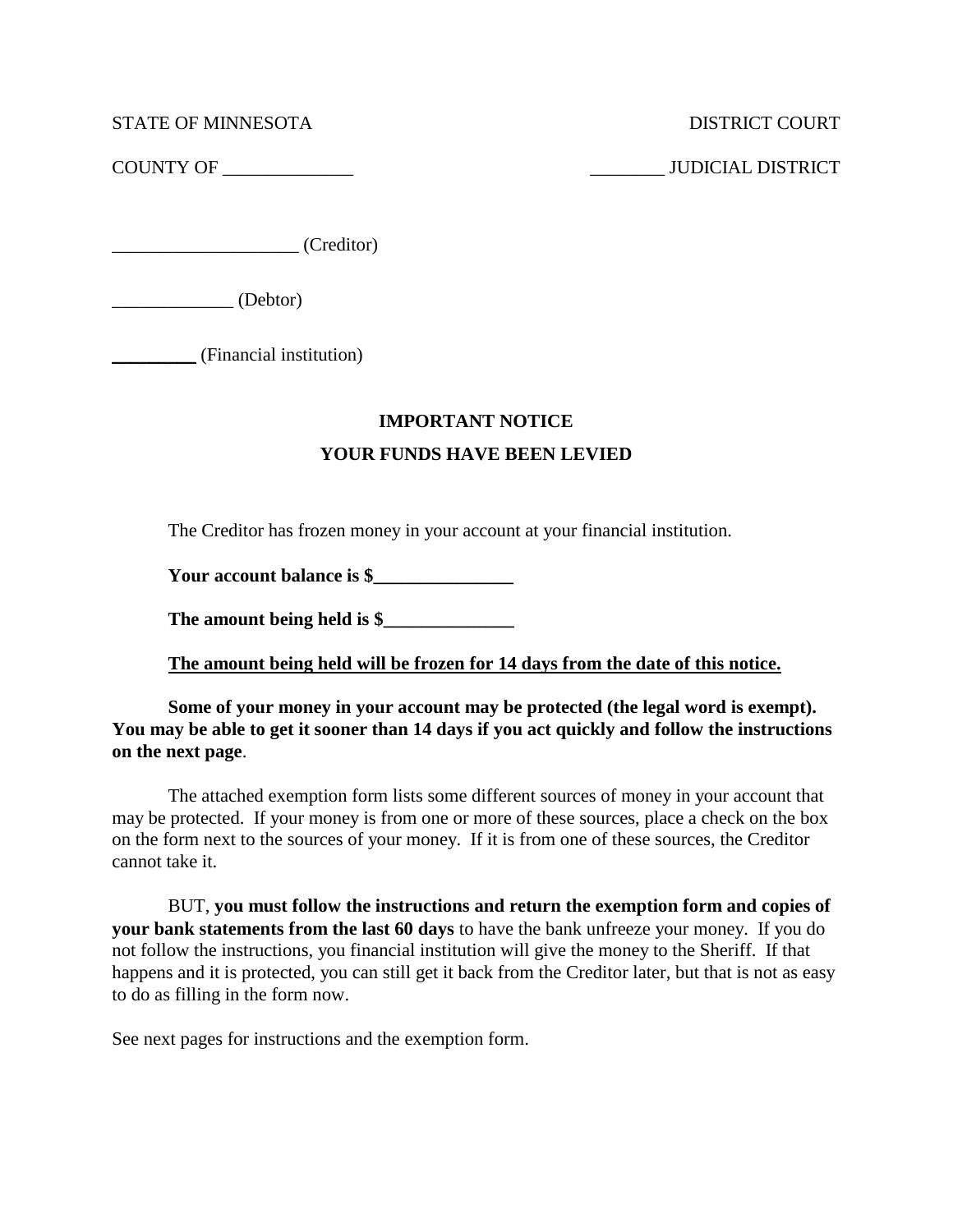STATE OF MINNESOTA DISTRICT COURT

COUNTY OF ______________ ________ JUDICIAL DISTRICT

____________________ (Creditor)

_____________ (Debtor)

_________ (Financial institution)

**IMPORTANT NOTICE**

**YOUR FUNDS HAVE BEEN LEVIED**

The Creditor has frozen money in your account at your financial institution.

**Your account balance is $_______________**

**The amount being held is $______________**

**<u>The amount being held will be frozen for 14 days from the date of this notice.</u>**

**Some of your money in your account may be protected (the legal word is exempt). You may be able to get it sooner than 14 days if you act quickly and follow the instructions on the next page**.

The attached exemption form lists some different sources of money in your account that may be protected. If your money is from one or more of these sources, place a check on the box on the form next to the sources of your money. If it is from one of these sources, the Creditor cannot take it.

BUT, **you must follow the instructions and return the exemption form and copies of your bank statements from the last 60 days** to have the bank unfreeze your money. If you do not follow the instructions, you financial institution will give the money to the Sheriff. If that happens and it is protected, you can still get it back from the Creditor later, but that is not as easy to do as filling in the form now.

See next pages for instructions and the exemption form.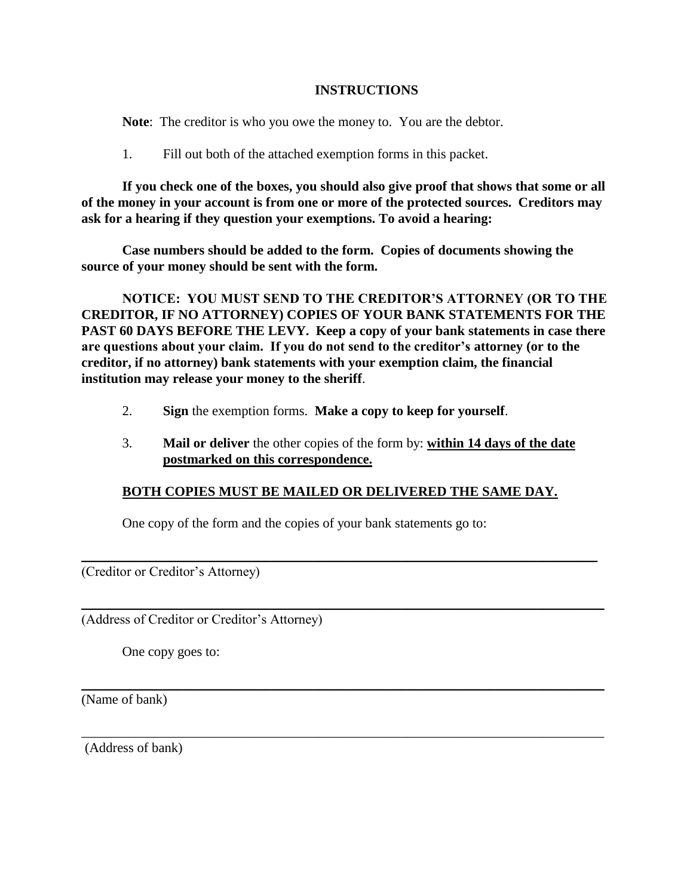# INSTRUCTIONS

**Note**: The creditor is who you owe the money to. You are the debtor.

1. Fill out both of the attached exemption forms in this packet.

**If you check one of the boxes, you should also give proof that shows that some or all of the money in your account is from one or more of the protected sources. Creditors may ask for a hearing if they question your exemptions. To avoid a hearing:**

**Case numbers should be added to the form. Copies of documents showing the source of your money should be sent with the form.**

**NOTICE: YOU MUST SEND TO THE CREDITOR'S ATTORNEY (OR TO THE CREDITOR, IF NO ATTORNEY) COPIES OF YOUR BANK STATEMENTS FOR THE PAST 60 DAYS BEFORE THE LEVY. Keep a copy of your bank statements in case there are questions about your claim. If you do not send to the creditor's attorney (or to the creditor, if no attorney) bank statements with your exemption claim, the financial institution may release your money to the sheriff**.

2. **Sign** the exemption forms. **Make a copy to keep for yourself**.

3. **Mail or deliver** the other copies of the form by: **<u>within 14 days of the date postmarked on this correspondence.</u>**

**<u>BOTH COPIES MUST BE MAILED OR DELIVERED THE SAME DAY.</u>**

One copy of the form and the copies of your bank statements go to:

\_\_\_\_\_\_\_\_\_\_\_\_\_\_\_\_\_\_\_\_\_\_\_\_\_\_\_\_\_\_\_\_\_\_\_\_\_\_\_\_\_\_\_\_\_\_\_\_\_\_\_\_\_\_\_\_\_\_\_\_\_\_\_\_\_\_\_\_\_\_
(Creditor or Creditor's Attorney)

\_\_\_\_\_\_\_\_\_\_\_\_\_\_\_\_\_\_\_\_\_\_\_\_\_\_\_\_\_\_\_\_\_\_\_\_\_\_\_\_\_\_\_\_\_\_\_\_\_\_\_\_\_\_\_\_\_\_\_\_\_\_\_\_\_\_\_\_\_\_
(Address of Creditor or Creditor's Attorney)

One copy goes to:

\_\_\_\_\_\_\_\_\_\_\_\_\_\_\_\_\_\_\_\_\_\_\_\_\_\_\_\_\_\_\_\_\_\_\_\_\_\_\_\_\_\_\_\_\_\_\_\_\_\_\_\_\_\_\_\_\_\_\_\_\_\_\_\_\_\_\_\_\_\_
(Name of bank)

\_\_\_\_\_\_\_\_\_\_\_\_\_\_\_\_\_\_\_\_\_\_\_\_\_\_\_\_\_\_\_\_\_\_\_\_\_\_\_\_\_\_\_\_\_\_\_\_\_\_\_\_\_\_\_\_\_\_\_\_\_\_\_\_\_\_\_\_\_\_
(Address of bank)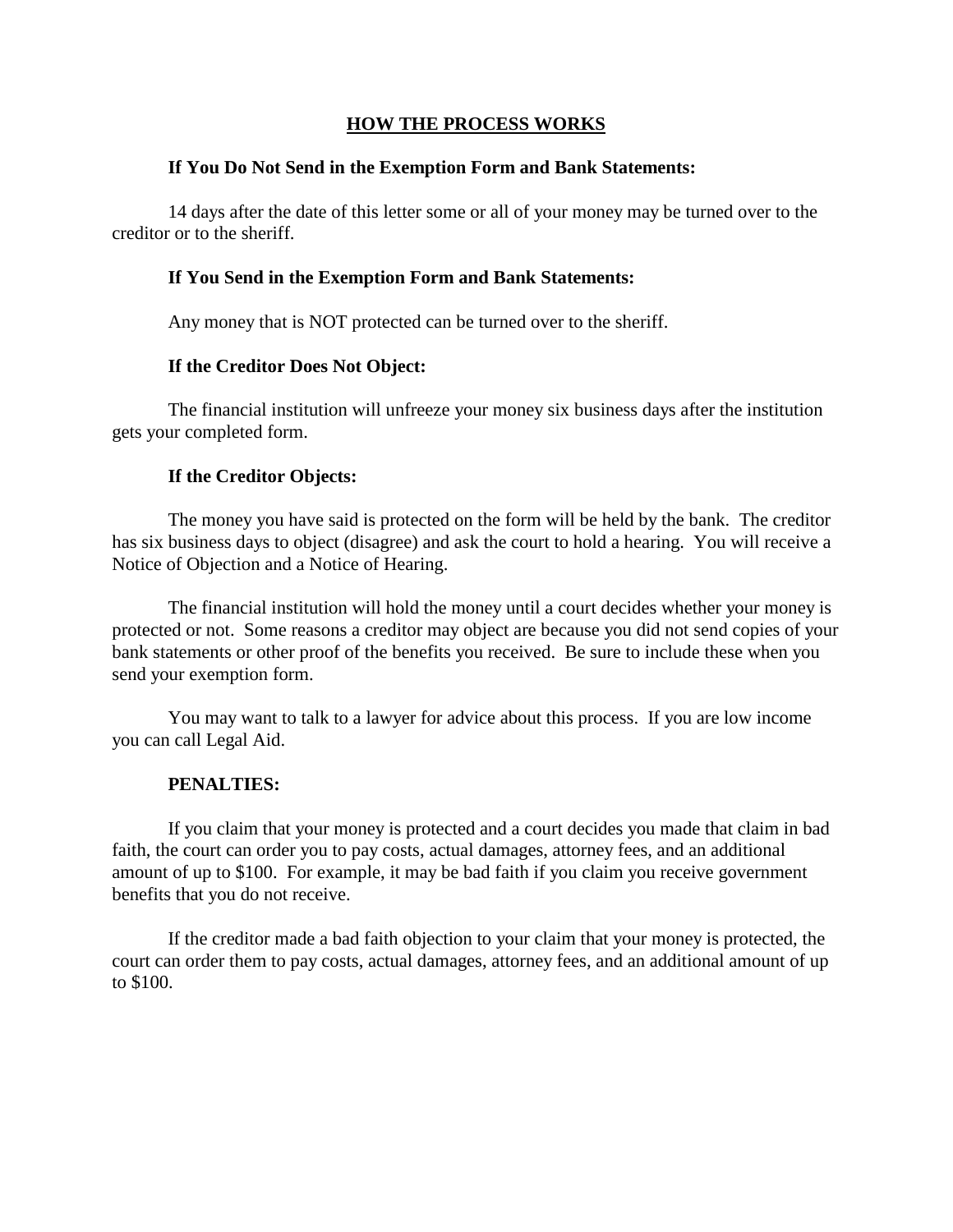## HOW THE PROCESS WORKS

**If You Do Not Send in the Exemption Form and Bank Statements:**

14 days after the date of this letter some or all of your money may be turned over to the creditor or to the sheriff.

**If You Send in the Exemption Form and Bank Statements:**

Any money that is NOT protected can be turned over to the sheriff.

**If the Creditor Does Not Object:**

The financial institution will unfreeze your money six business days after the institution gets your completed form.

**If the Creditor Objects:**

The money you have said is protected on the form will be held by the bank. The creditor has six business days to object (disagree) and ask the court to hold a hearing. You will receive a Notice of Objection and a Notice of Hearing.

The financial institution will hold the money until a court decides whether your money is protected or not. Some reasons a creditor may object are because you did not send copies of your bank statements or other proof of the benefits you received. Be sure to include these when you send your exemption form.

You may want to talk to a lawyer for advice about this process. If you are low income you can call Legal Aid.

**PENALTIES:**

If you claim that your money is protected and a court decides you made that claim in bad faith, the court can order you to pay costs, actual damages, attorney fees, and an additional amount of up to $100. For example, it may be bad faith if you claim you receive government benefits that you do not receive.

If the creditor made a bad faith objection to your claim that your money is protected, the court can order them to pay costs, actual damages, attorney fees, and an additional amount of up to $100.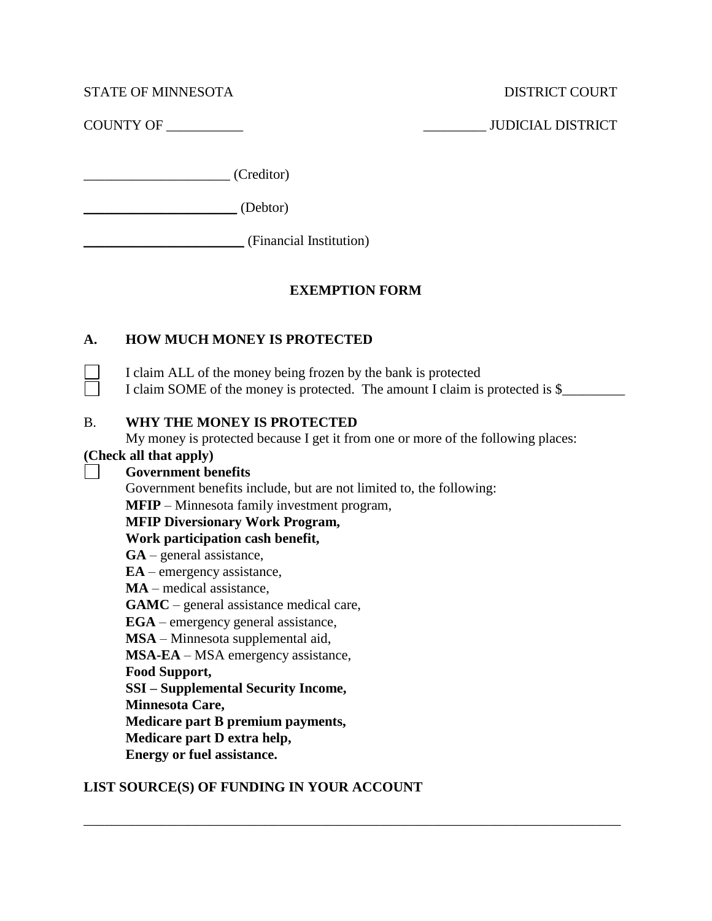STATE OF MINNESOTA　　　　　　　　　　　　　　　　　　DISTRICT COURT

COUNTY OF ___________　　　　　　　　　　　　　　_________ JUDICIAL DISTRICT

_____________________ (Creditor)

______________________ (Debtor)

_______________________ (Financial Institution)

## EXEMPTION FORM

### A. HOW MUCH MONEY IS PROTECTED

☐ I claim ALL of the money being frozen by the bank is protected

☐ I claim SOME of the money is protected. The amount I claim is protected is $_________

### B. WHY THE MONEY IS PROTECTED

My money is protected because I get it from one or more of the following places:

**(Check all that apply)**

☐ **Government benefits**

Government benefits include, but are not limited to, the following:

**MFIP** – Minnesota family investment program,
**MFIP Diversionary Work Program,**
**Work participation cash benefit,**
**GA** – general assistance,
**EA** – emergency assistance,
**MA** – medical assistance,
**GAMC** – general assistance medical care,
**EGA** – emergency general assistance,
**MSA** – Minnesota supplemental aid,
**MSA-EA** – MSA emergency assistance,
**Food Support,**
**SSI – Supplemental Security Income,**
**Minnesota Care,**
**Medicare part B premium payments,**
**Medicare part D extra help,**
**Energy or fuel assistance.**

**LIST SOURCE(S) OF FUNDING IN YOUR ACCOUNT**

________________________________________________________________________________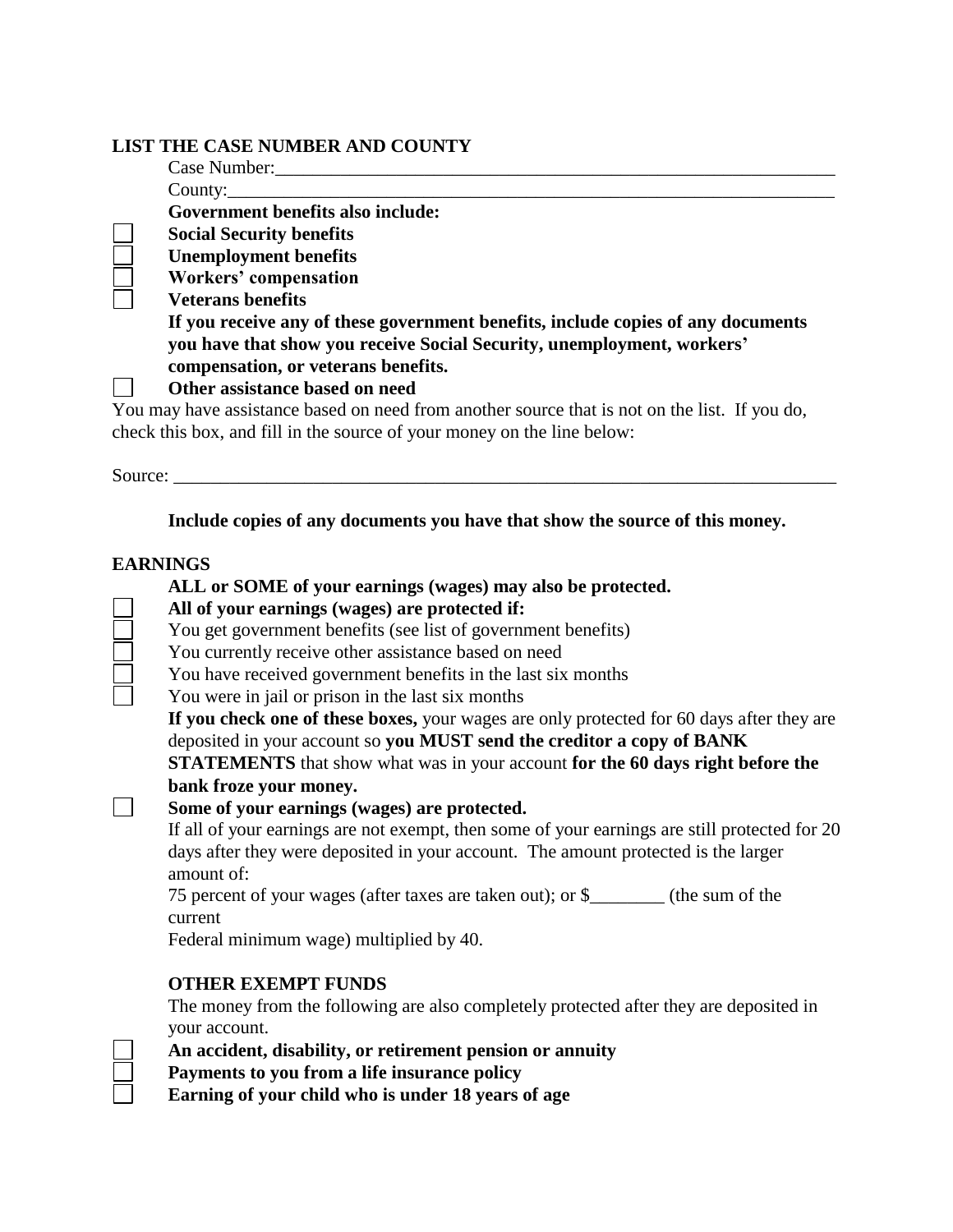**LIST THE CASE NUMBER AND COUNTY**

Case Number:_______________________________________________________________

County:___________________________________________________________________

**Government benefits also include:**

- ☐ **Social Security benefits**
- ☐ **Unemployment benefits**
- ☐ **Workers' compensation**
- ☐ **Veterans benefits**

**If you receive any of these government benefits, include copies of any documents you have that show you receive Social Security, unemployment, workers' compensation, or veterans benefits.**

- ☐ **Other assistance based on need**

You may have assistance based on need from another source that is not on the list. If you do, check this box, and fill in the source of your money on the line below:

Source: ___________________________________________________________________________

**Include copies of any documents you have that show the source of this money.**

**EARNINGS**

**ALL or SOME of your earnings (wages) may also be protected.**

- ☐ **All of your earnings (wages) are protected if:**
- ☐ You get government benefits (see list of government benefits)
- ☐ You currently receive other assistance based on need
- ☐ You have received government benefits in the last six months
- ☐ You were in jail or prison in the last six months

**If you check one of these boxes,** your wages are only protected for 60 days after they are deposited in your account so **you MUST send the creditor a copy of BANK STATEMENTS** that show what was in your account **for the 60 days right before the bank froze your money.**

- ☐ **Some of your earnings (wages) are protected.**

If all of your earnings are not exempt, then some of your earnings are still protected for 20 days after they were deposited in your account. The amount protected is the larger amount of:

75 percent of your wages (after taxes are taken out); or $________ (the sum of the current

Federal minimum wage) multiplied by 40.

**OTHER EXEMPT FUNDS**

The money from the following are also completely protected after they are deposited in your account.

- ☐ **An accident, disability, or retirement pension or annuity**
- ☐ **Payments to you from a life insurance policy**
- ☐ **Earning of your child who is under 18 years of age**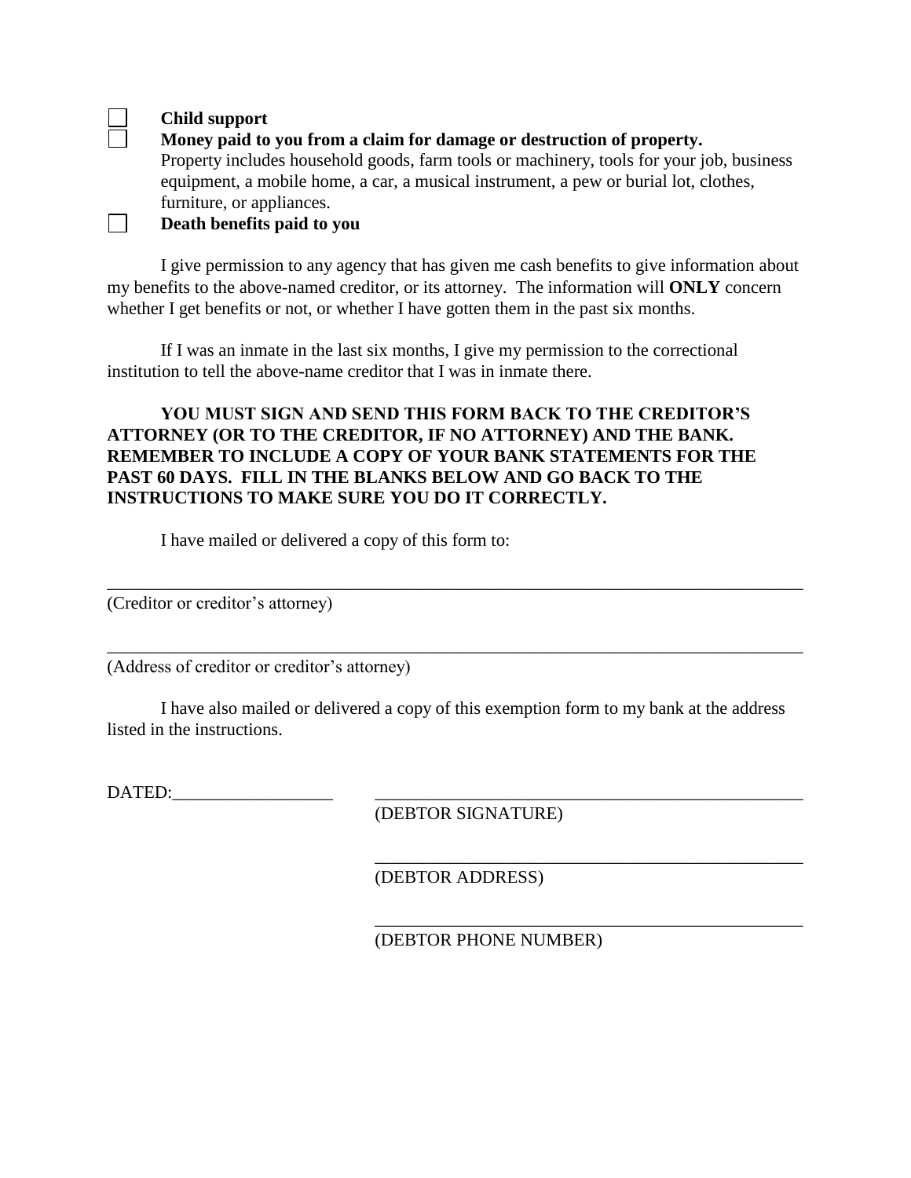- ☐ **Child support**
- ☐ **Money paid to you from a claim for damage or destruction of property.** Property includes household goods, farm tools or machinery, tools for your job, business equipment, a mobile home, a car, a musical instrument, a pew or burial lot, clothes, furniture, or appliances.
- ☐ **Death benefits paid to you**

I give permission to any agency that has given me cash benefits to give information about my benefits to the above-named creditor, or its attorney. The information will **ONLY** concern whether I get benefits or not, or whether I have gotten them in the past six months.

If I was an inmate in the last six months, I give my permission to the correctional institution to tell the above-name creditor that I was in inmate there.

**YOU MUST SIGN AND SEND THIS FORM BACK TO THE CREDITOR'S ATTORNEY (OR TO THE CREDITOR, IF NO ATTORNEY) AND THE BANK. REMEMBER TO INCLUDE A COPY OF YOUR BANK STATEMENTS FOR THE PAST 60 DAYS. FILL IN THE BLANKS BELOW AND GO BACK TO THE INSTRUCTIONS TO MAKE SURE YOU DO IT CORRECTLY.**

I have mailed or delivered a copy of this form to:

_______________________________________________________________________________
(Creditor or creditor's attorney)

_______________________________________________________________________________
(Address of creditor or creditor's attorney)

I have also mailed or delivered a copy of this exemption form to my bank at the address listed in the instructions.

DATED:__________________ _________________________________________________
(DEBTOR SIGNATURE)

_________________________________________________
(DEBTOR ADDRESS)

_________________________________________________
(DEBTOR PHONE NUMBER)